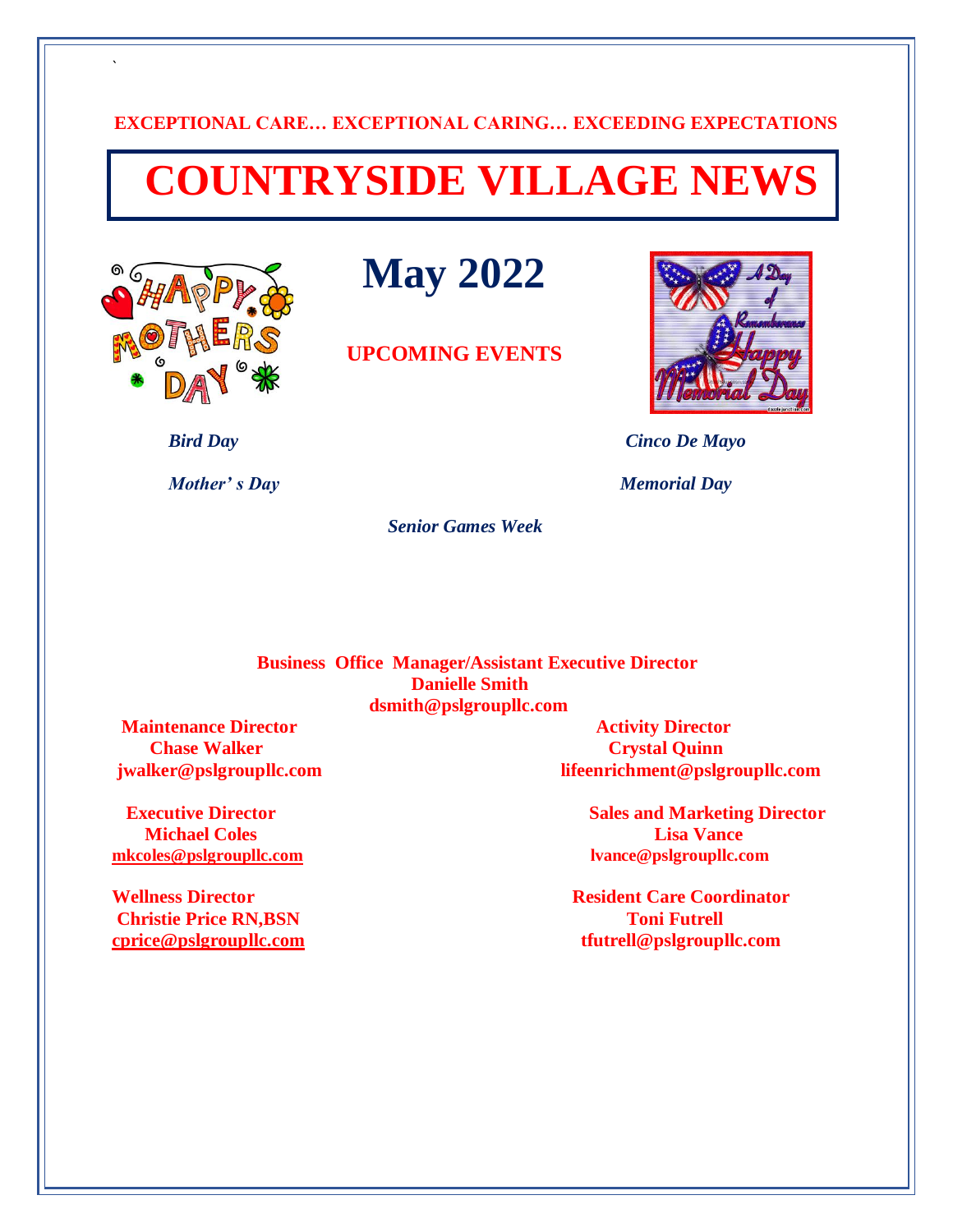**EXCEPTIONAL CARE… EXCEPTIONAL CARING… EXCEEDING EXPECTATIONS**

# COUNTRYSIDE VILLAGE NEWS

# May 2022

## UPCOMING EVENTS

*Bird Day*

*Cinco De Mayo*

*Mother' s Day*

*Memorial Day*

*Senior Games Week*

**Business Office Manager/Assistant Executive Director**
**Danielle Smith**
**dsmith@pslgroupllc.com**

**Maintenance Director**
**Chase Walker**
**jwalker@pslgroupllc.com**

**Activity Director**
**Crystal Quinn**
**lifeenrichment@pslgroupllc.com**

**Executive Director**
**Michael Coles**
**mkcoles@pslgroupllc.com**

**Sales and Marketing Director**
**Lisa Vance**
**lvance@pslgroupllc.com**

**Wellness Director**
**Christie Price RN,BSN**
**cprice@pslgroupllc.com**

**Resident Care Coordinator**
**Toni Futrell**
**tfutrell@pslgroupllc.com**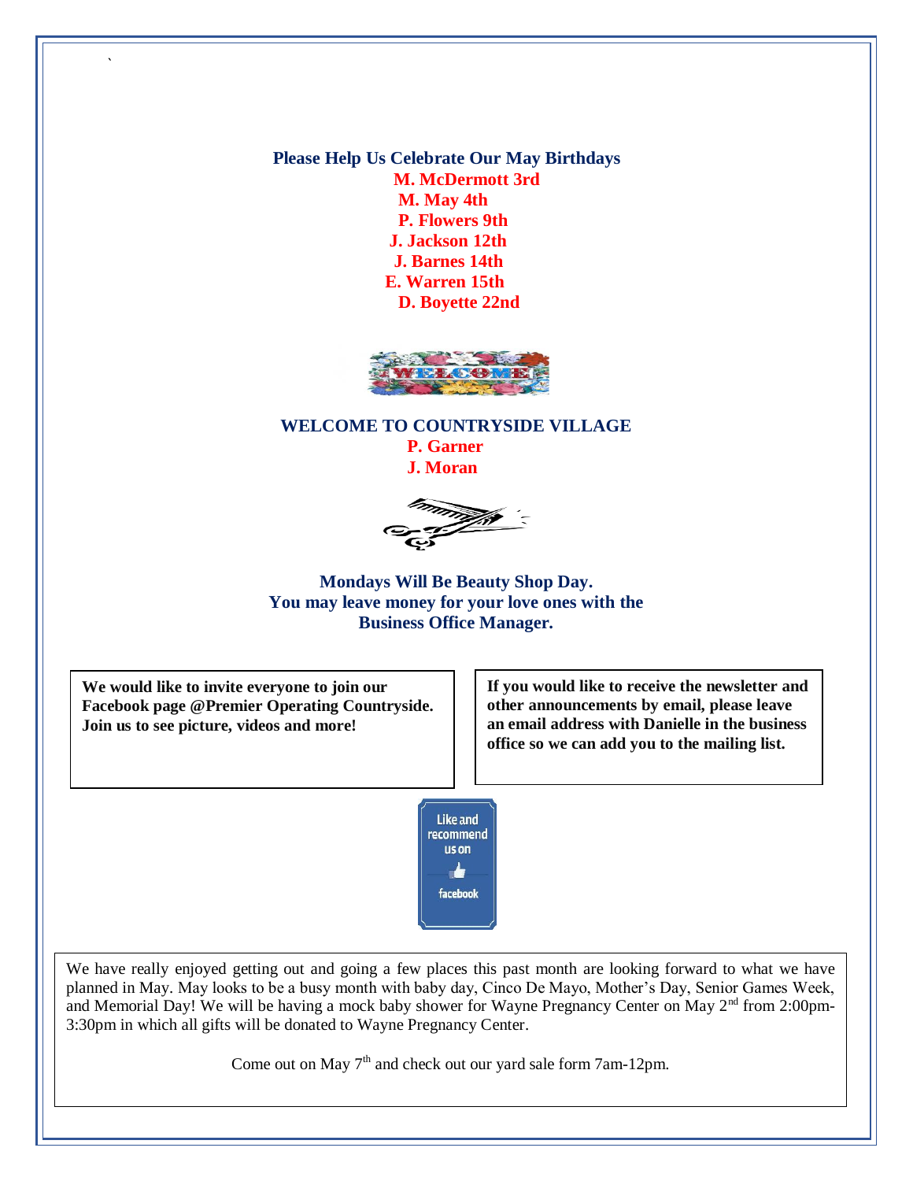**Please Help Us Celebrate Our May Birthdays**

**M. McDermott 3rd**
**M. May 4th**
**P. Flowers 9th**
**J. Jackson 12th**
**J. Barnes 14th**
**E. Warren 15th**
**D. Boyette 22nd**

**WELCOME TO COUNTRYSIDE VILLAGE**

**P. Garner**
**J. Moran**

**Mondays Will Be Beauty Shop Day.**
**You may leave money for your love ones with the Business Office Manager.**

**We would like to invite everyone to join our Facebook page @Premier Operating Countryside. Join us to see picture, videos and more!**

**If you would like to receive the newsletter and other announcements by email, please leave an email address with Danielle in the business office so we can add you to the mailing list.**

Like and recommend us on facebook

We have really enjoyed getting out and going a few places this past month are looking forward to what we have planned in May. May looks to be a busy month with baby day, Cinco De Mayo, Mother's Day, Senior Games Week, and Memorial Day! We will be having a mock baby shower for Wayne Pregnancy Center on May 2nd from 2:00pm-3:30pm in which all gifts will be donated to Wayne Pregnancy Center.

Come out on May 7th and check out our yard sale form 7am-12pm.